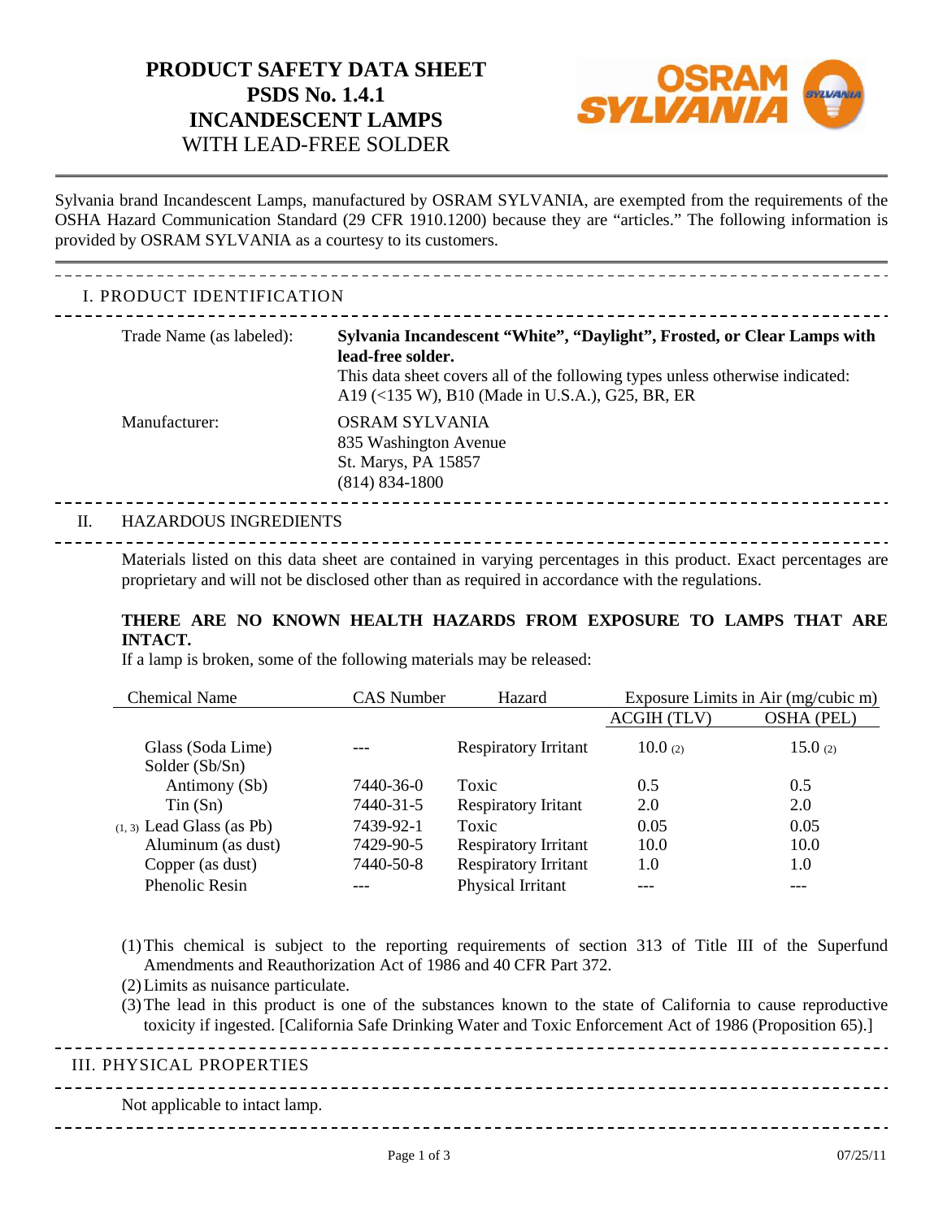# PRODUCT SAFETY DATA SHEET
# PSDS No. 1.4.1
# INCANDESCENT LAMPS
## WITH LEAD-FREE SOLDER

Sylvania brand Incandescent Lamps, manufactured by OSRAM SYLVANIA, are exempted from the requirements of the OSHA Hazard Communication Standard (29 CFR 1910.1200) because they are "articles." The following information is provided by OSRAM SYLVANIA as a courtesy to its customers.

## I. PRODUCT IDENTIFICATION

Trade Name (as labeled): **Sylvania Incandescent "White", "Daylight", Frosted, or Clear Lamps with lead-free solder.**
This data sheet covers all of the following types unless otherwise indicated:
A19 (<135 W), B10 (Made in U.S.A.), G25, BR, ER

Manufacturer: OSRAM SYLVANIA
835 Washington Avenue
St. Marys, PA 15857
(814) 834-1800

## II. HAZARDOUS INGREDIENTS

Materials listed on this data sheet are contained in varying percentages in this product. Exact percentages are proprietary and will not be disclosed other than as required in accordance with the regulations.

**THERE ARE NO KNOWN HEALTH HAZARDS FROM EXPOSURE TO LAMPS THAT ARE INTACT.**
If a lamp is broken, some of the following materials may be released:

| Chemical Name | CAS Number | Hazard | Exposure Limits in Air (mg/cubic m) | |
|---|---|---|---|---|
| | | | ACGIH (TLV) | OSHA (PEL) |
| Glass (Soda Lime) | --- | Respiratory Irritant | 10.0 (2) | 15.0 (2) |
| Solder (Sb/Sn) | | | | |
| Antimony (Sb) | 7440-36-0 | Toxic | 0.5 | 0.5 |
| Tin (Sn) | 7440-31-5 | Respiratory Iritant | 2.0 | 2.0 |
| (1, 3) Lead Glass (as Pb) | 7439-92-1 | Toxic | 0.05 | 0.05 |
| Aluminum (as dust) | 7429-90-5 | Respiratory Irritant | 10.0 | 10.0 |
| Copper (as dust) | 7440-50-8 | Respiratory Irritant | 1.0 | 1.0 |
| Phenolic Resin | --- | Physical Irritant | --- | --- |

(1) This chemical is subject to the reporting requirements of section 313 of Title III of the Superfund Amendments and Reauthorization Act of 1986 and 40 CFR Part 372.
(2) Limits as nuisance particulate.
(3) The lead in this product is one of the substances known to the state of California to cause reproductive toxicity if ingested. [California Safe Drinking Water and Toxic Enforcement Act of 1986 (Proposition 65).]

## III. PHYSICAL PROPERTIES

Not applicable to intact lamp.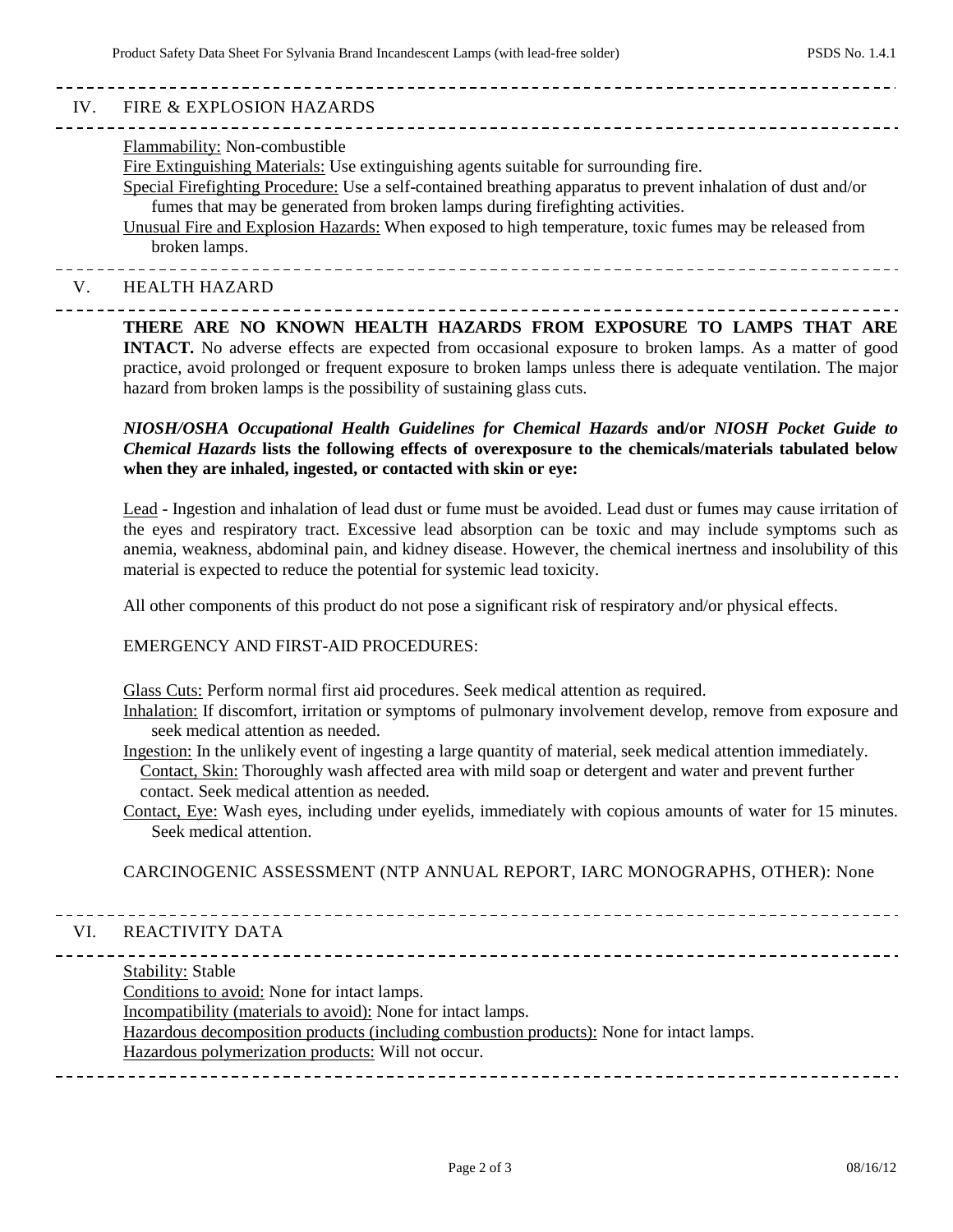## IV. FIRE & EXPLOSION HAZARDS

Flammability: Non-combustible

Fire Extinguishing Materials: Use extinguishing agents suitable for surrounding fire.

Special Firefighting Procedure: Use a self-contained breathing apparatus to prevent inhalation of dust and/or fumes that may be generated from broken lamps during firefighting activities.

Unusual Fire and Explosion Hazards: When exposed to high temperature, toxic fumes may be released from broken lamps.

## V. HEALTH HAZARD

**THERE ARE NO KNOWN HEALTH HAZARDS FROM EXPOSURE TO LAMPS THAT ARE INTACT.** No adverse effects are expected from occasional exposure to broken lamps. As a matter of good practice, avoid prolonged or frequent exposure to broken lamps unless there is adequate ventilation. The major hazard from broken lamps is the possibility of sustaining glass cuts.

***NIOSH/OSHA Occupational Health Guidelines for Chemical Hazards*** **and/or** ***NIOSH Pocket Guide to Chemical Hazards*** **lists the following effects of overexposure to the chemicals/materials tabulated below when they are inhaled, ingested, or contacted with skin or eye:**

Lead - Ingestion and inhalation of lead dust or fume must be avoided. Lead dust or fumes may cause irritation of the eyes and respiratory tract. Excessive lead absorption can be toxic and may include symptoms such as anemia, weakness, abdominal pain, and kidney disease. However, the chemical inertness and insolubility of this material is expected to reduce the potential for systemic lead toxicity.

All other components of this product do not pose a significant risk of respiratory and/or physical effects.

EMERGENCY AND FIRST-AID PROCEDURES:

Glass Cuts: Perform normal first aid procedures. Seek medical attention as required.

Inhalation: If discomfort, irritation or symptoms of pulmonary involvement develop, remove from exposure and seek medical attention as needed.

Ingestion: In the unlikely event of ingesting a large quantity of material, seek medical attention immediately.

Contact, Skin: Thoroughly wash affected area with mild soap or detergent and water and prevent further contact. Seek medical attention as needed.

Contact, Eye: Wash eyes, including under eyelids, immediately with copious amounts of water for 15 minutes. Seek medical attention.

CARCINOGENIC ASSESSMENT (NTP ANNUAL REPORT, IARC MONOGRAPHS, OTHER): None

## VI. REACTIVITY DATA

Stability: Stable

Conditions to avoid: None for intact lamps.

Incompatibility (materials to avoid): None for intact lamps.

Hazardous decomposition products (including combustion products): None for intact lamps.

Hazardous polymerization products: Will not occur.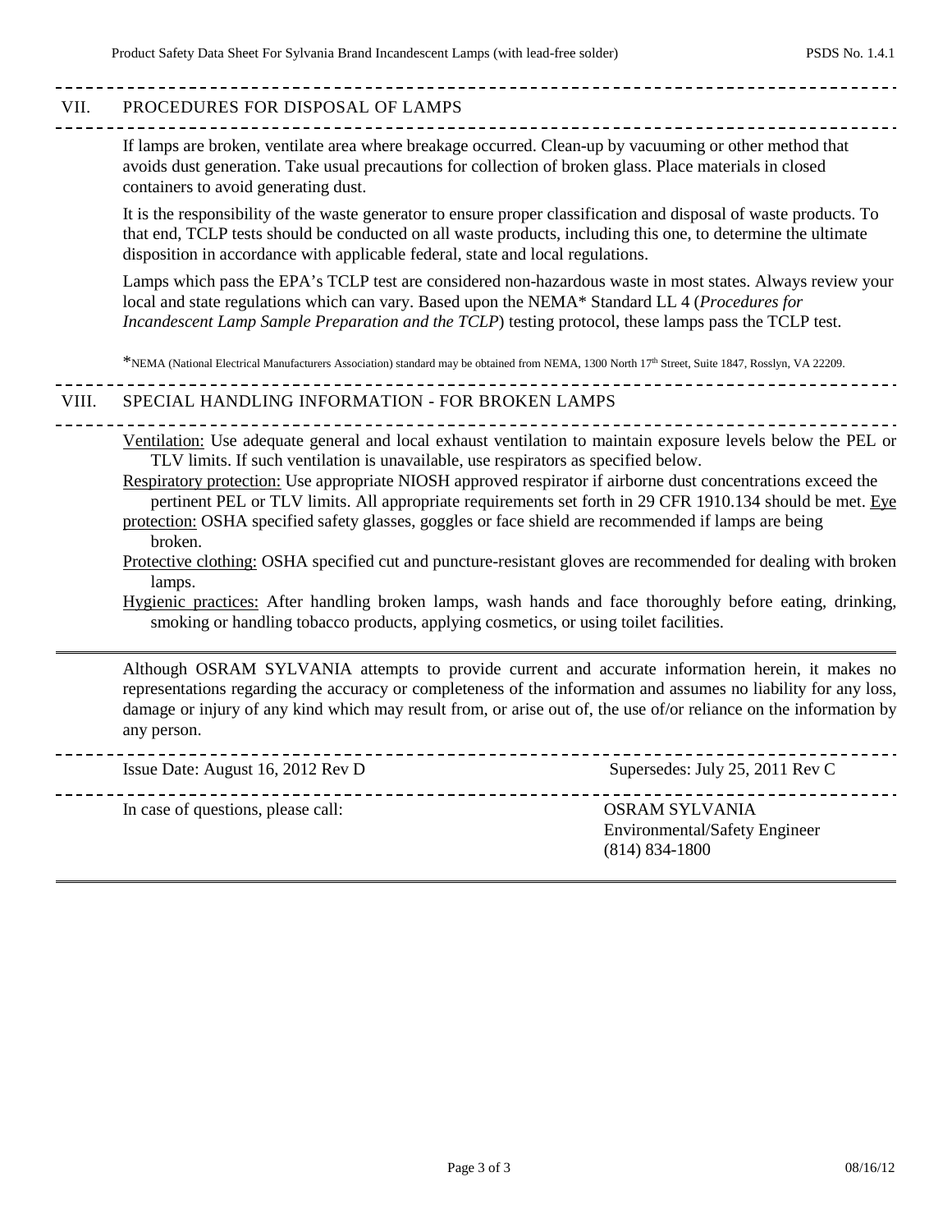## VII. PROCEDURES FOR DISPOSAL OF LAMPS

If lamps are broken, ventilate area where breakage occurred. Clean-up by vacuuming or other method that avoids dust generation. Take usual precautions for collection of broken glass. Place materials in closed containers to avoid generating dust.

It is the responsibility of the waste generator to ensure proper classification and disposal of waste products. To that end, TCLP tests should be conducted on all waste products, including this one, to determine the ultimate disposition in accordance with applicable federal, state and local regulations.

Lamps which pass the EPA's TCLP test are considered non-hazardous waste in most states. Always review your local and state regulations which can vary. Based upon the NEMA* Standard LL 4 (*Procedures for Incandescent Lamp Sample Preparation and the TCLP*) testing protocol, these lamps pass the TCLP test.

*NEMA (National Electrical Manufacturers Association) standard may be obtained from NEMA, 1300 North 17th Street, Suite 1847, Rosslyn, VA 22209.

## VIII. SPECIAL HANDLING INFORMATION - FOR BROKEN LAMPS

Ventilation: Use adequate general and local exhaust ventilation to maintain exposure levels below the PEL or TLV limits. If such ventilation is unavailable, use respirators as specified below.

Respiratory protection: Use appropriate NIOSH approved respirator if airborne dust concentrations exceed the pertinent PEL or TLV limits. All appropriate requirements set forth in 29 CFR 1910.134 should be met.

Eye protection: OSHA specified safety glasses, goggles or face shield are recommended if lamps are being broken.

Protective clothing: OSHA specified cut and puncture-resistant gloves are recommended for dealing with broken lamps.

Hygienic practices: After handling broken lamps, wash hands and face thoroughly before eating, drinking, smoking or handling tobacco products, applying cosmetics, or using toilet facilities.

---

Although OSRAM SYLVANIA attempts to provide current and accurate information herein, it makes no representations regarding the accuracy or completeness of the information and assumes no liability for any loss, damage or injury of any kind which may result from, or arise out of, the use of/or reliance on the information by any person.

---

Issue Date: August 16, 2012 Rev D

Supersedes: July 25, 2011 Rev C

---

In case of questions, please call:

OSRAM SYLVANIA
Environmental/Safety Engineer
(814) 834-1800